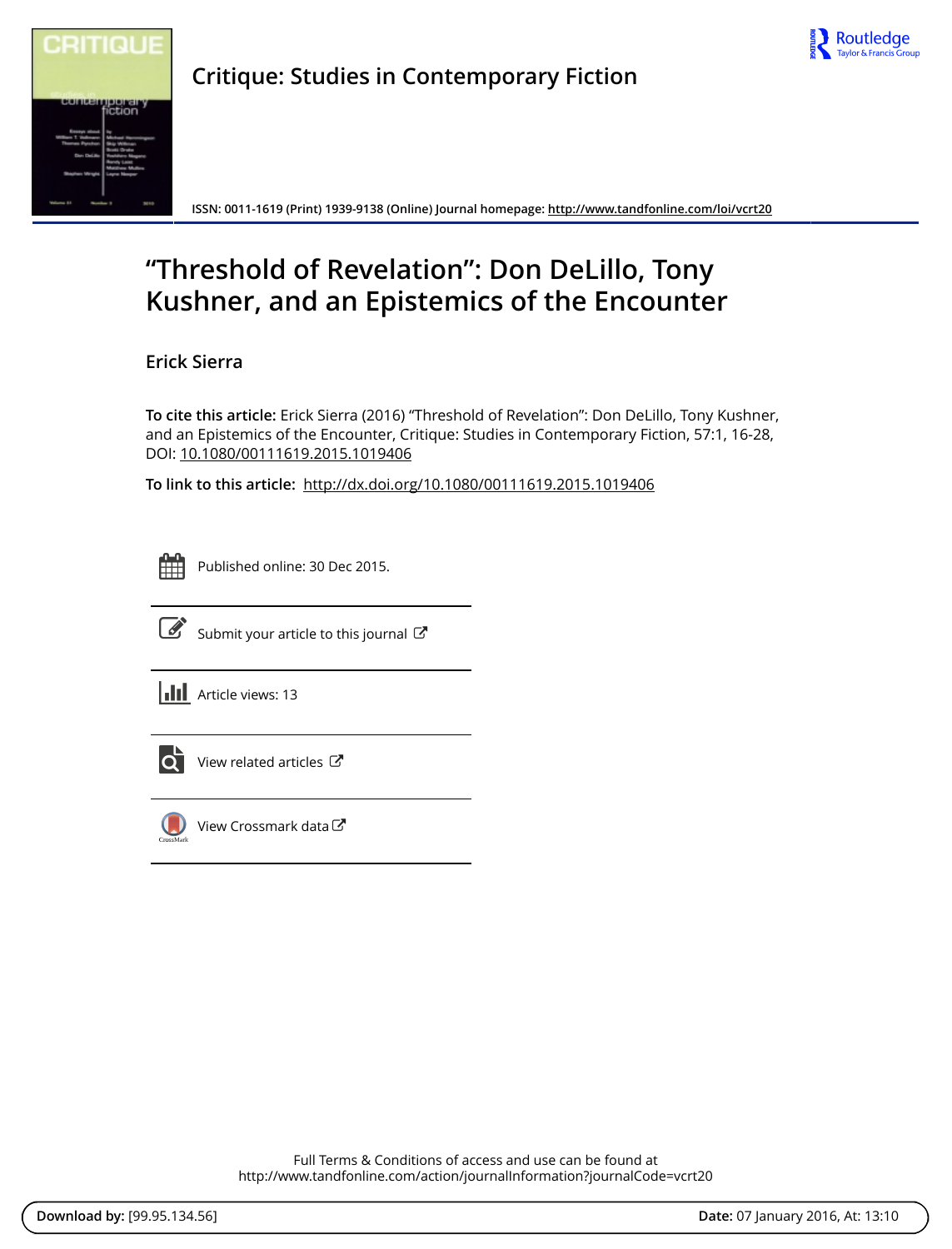Critique: Studies in Contemporary Fiction

ISSN: 0011-1619 (Print) 1939-9138 (Online) Journal homepage: http://www.tandfonline.com/loi/vcrt20

# "Threshold of Revelation": Don DeLillo, Tony Kushner, and an Epistemics of the Encounter

Erick Sierra

**To cite this article:** Erick Sierra (2016) "Threshold of Revelation": Don DeLillo, Tony Kushner, and an Epistemics of the Encounter, Critique: Studies in Contemporary Fiction, 57:1, 16-28, DOI: 10.1080/00111619.2015.1019406

**To link to this article:** http://dx.doi.org/10.1080/00111619.2015.1019406

Published online: 30 Dec 2015.

Submit your article to this journal

Article views: 13

View related articles

View Crossmark data

Full Terms & Conditions of access and use can be found at http://www.tandfonline.com/action/journalInformation?journalCode=vcrt20

**Download by:** [99.95.134.56] **Date:** 07 January 2016, At: 13:10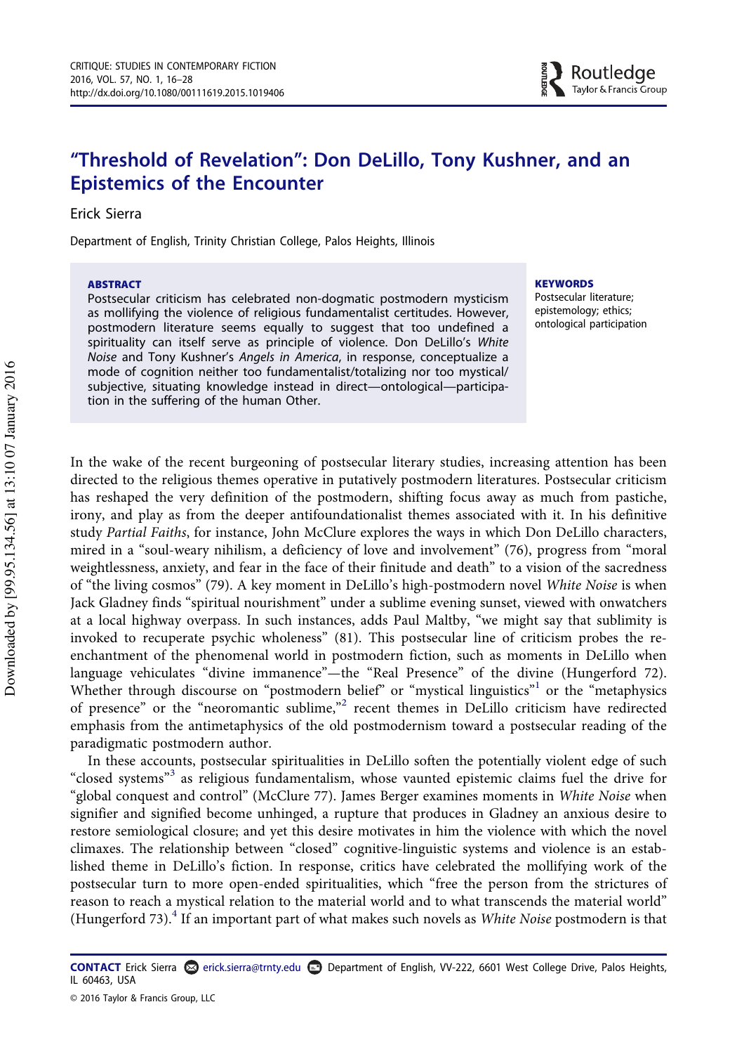# "Threshold of Revelation": Don DeLillo, Tony Kushner, and an Epistemics of the Encounter

Erick Sierra

Department of English, Trinity Christian College, Palos Heights, Illinois

**ABSTRACT**

Postsecular criticism has celebrated non-dogmatic postmodern mysticism as mollifying the violence of religious fundamentalist certitudes. However, postmodern literature seems equally to suggest that too undefined a spirituality can itself serve as principle of violence. Don DeLillo's *White Noise* and Tony Kushner's *Angels in America*, in response, conceptualize a mode of cognition neither too fundamentalist/totalizing nor too mystical/subjective, situating knowledge instead in direct—ontological—participation in the suffering of the human Other.

**KEYWORDS**

Postsecular literature; epistemology; ethics; ontological participation

In the wake of the recent burgeoning of postsecular literary studies, increasing attention has been directed to the religious themes operative in putatively postmodern literatures. Postsecular criticism has reshaped the very definition of the postmodern, shifting focus away as much from pastiche, irony, and play as from the deeper antifoundationalist themes associated with it. In his definitive study *Partial Faiths*, for instance, John McClure explores the ways in which Don DeLillo characters, mired in a "soul-weary nihilism, a deficiency of love and involvement" (76), progress from "moral weightlessness, anxiety, and fear in the face of their finitude and death" to a vision of the sacredness of "the living cosmos" (79). A key moment in DeLillo's high-postmodern novel *White Noise* is when Jack Gladney finds "spiritual nourishment" under a sublime evening sunset, viewed with onwatchers at a local highway overpass. In such instances, adds Paul Maltby, "we might say that sublimity is invoked to recuperate psychic wholeness" (81). This postsecular line of criticism probes the re-enchantment of the phenomenal world in postmodern fiction, such as moments in DeLillo when language vehiculates "divine immanence"—the "Real Presence" of the divine (Hungerford 72). Whether through discourse on "postmodern belief" or "mystical linguistics"[1] or the "metaphysics of presence" or the "neoromantic sublime,"[2] recent themes in DeLillo criticism have redirected emphasis from the antimetaphysics of the old postmodernism toward a postsecular reading of the paradigmatic postmodern author.

In these accounts, postsecular spiritualities in DeLillo soften the potentially violent edge of such "closed systems"[3] as religious fundamentalism, whose vaunted epistemic claims fuel the drive for "global conquest and control" (McClure 77). James Berger examines moments in *White Noise* when signifier and signified become unhinged, a rupture that produces in Gladney an anxious desire to restore semiological closure; and yet this desire motivates in him the violence with which the novel climaxes. The relationship between "closed" cognitive-linguistic systems and violence is an established theme in DeLillo's fiction. In response, critics have celebrated the mollifying work of the postsecular turn to more open-ended spiritualities, which "free the person from the strictures of reason to reach a mystical relation to the material world and to what transcends the material world" (Hungerford 73).[4] If an important part of what makes such novels as *White Noise* postmodern is that

**CONTACT** Erick Sierra erick.sierra@trnty.edu Department of English, VV-222, 6601 West College Drive, Palos Heights, IL 60463, USA

© 2016 Taylor & Francis Group, LLC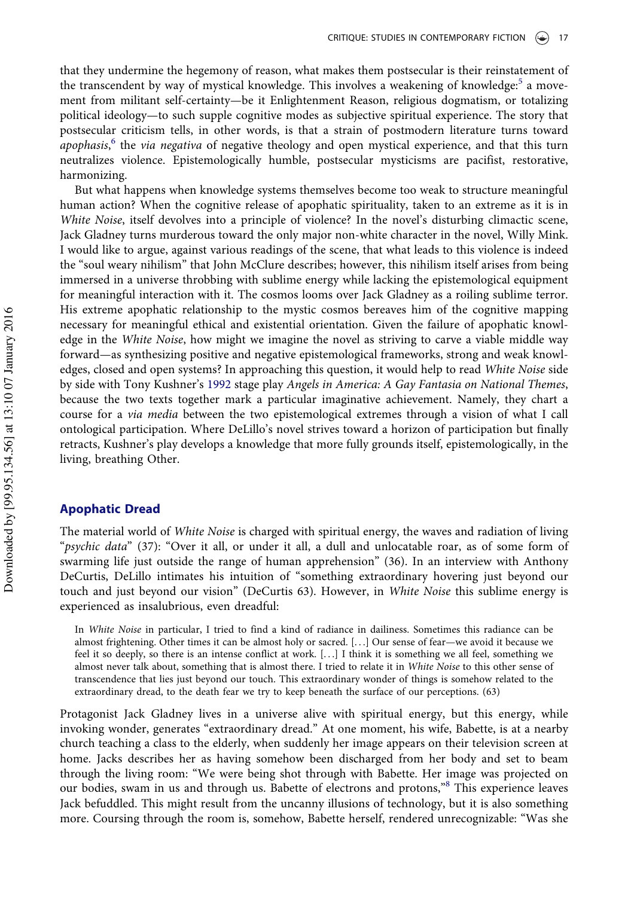that they undermine the hegemony of reason, what makes them postsecular is their reinstatement of the transcendent by way of mystical knowledge. This involves a weakening of knowledge:[5] a movement from militant self-certainty—be it Enlightenment Reason, religious dogmatism, or totalizing political ideology—to such supple cognitive modes as subjective spiritual experience. The story that postsecular criticism tells, in other words, is that a strain of postmodern literature turns toward *apophasis*,[6] the *via negativa* of negative theology and open mystical experience, and that this turn neutralizes violence. Epistemologically humble, postsecular mysticisms are pacifist, restorative, harmonizing.

But what happens when knowledge systems themselves become too weak to structure meaningful human action? When the cognitive release of apophatic spirituality, taken to an extreme as it is in *White Noise*, itself devolves into a principle of violence? In the novel's disturbing climactic scene, Jack Gladney turns murderous toward the only major non-white character in the novel, Willy Mink. I would like to argue, against various readings of the scene, that what leads to this violence is indeed the "soul weary nihilism" that John McClure describes; however, this nihilism itself arises from being immersed in a universe throbbing with sublime energy while lacking the epistemological equipment for meaningful interaction with it. The cosmos looms over Jack Gladney as a roiling sublime terror. His extreme apophatic relationship to the mystic cosmos bereaves him of the cognitive mapping necessary for meaningful ethical and existential orientation. Given the failure of apophatic knowledge in the *White Noise*, how might we imagine the novel as striving to carve a viable middle way forward—as synthesizing positive and negative epistemological frameworks, strong and weak knowledges, closed and open systems? In approaching this question, it would help to read *White Noise* side by side with Tony Kushner's 1992 stage play *Angels in America: A Gay Fantasia on National Themes*, because the two texts together mark a particular imaginative achievement. Namely, they chart a course for a *via media* between the two epistemological extremes through a vision of what I call ontological participation. Where DeLillo's novel strives toward a horizon of participation but finally retracts, Kushner's play develops a knowledge that more fully grounds itself, epistemologically, in the living, breathing Other.

## Apophatic Dread

The material world of *White Noise* is charged with spiritual energy, the waves and radiation of living "*psychic data*" (37): "Over it all, or under it all, a dull and unlocatable roar, as of some form of swarming life just outside the range of human apprehension" (36). In an interview with Anthony DeCurtis, DeLillo intimates his intuition of "something extraordinary hovering just beyond our touch and just beyond our vision" (DeCurtis 63). However, in *White Noise* this sublime energy is experienced as insalubrious, even dreadful:

> In *White Noise* in particular, I tried to find a kind of radiance in dailiness. Sometimes this radiance can be almost frightening. Other times it can be almost holy or sacred. [...] Our sense of fear—we avoid it because we feel it so deeply, so there is an intense conflict at work. [...] I think it is something we all feel, something we almost never talk about, something that is almost there. I tried to relate it in *White Noise* to this other sense of transcendence that lies just beyond our touch. This extraordinary wonder of things is somehow related to the extraordinary dread, to the death fear we try to keep beneath the surface of our perceptions. (63)

Protagonist Jack Gladney lives in a universe alive with spiritual energy, but this energy, while invoking wonder, generates "extraordinary dread." At one moment, his wife, Babette, is at a nearby church teaching a class to the elderly, when suddenly her image appears on their television screen at home. Jacks describes her as having somehow been discharged from her body and set to beam through the living room: "We were being shot through with Babette. Her image was projected on our bodies, swam in us and through us. Babette of electrons and protons,"[8] This experience leaves Jack befuddled. This might result from the uncanny illusions of technology, but it is also something more. Coursing through the room is, somehow, Babette herself, rendered unrecognizable: "Was she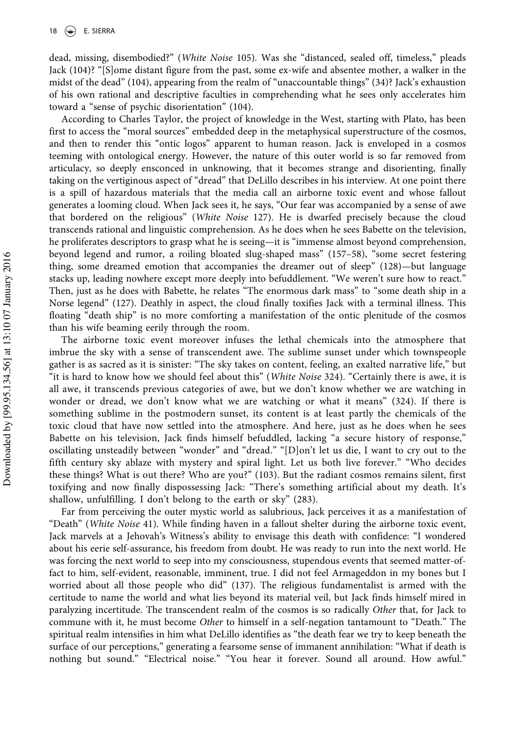dead, missing, disembodied?" (*White Noise* 105). Was she "distanced, sealed off, timeless," pleads Jack (104)? "[S]ome distant figure from the past, some ex-wife and absentee mother, a walker in the midst of the dead" (104), appearing from the realm of "unaccountable things" (34)? Jack's exhaustion of his own rational and descriptive faculties in comprehending what he sees only accelerates him toward a "sense of psychic disorientation" (104).

According to Charles Taylor, the project of knowledge in the West, starting with Plato, has been first to access the "moral sources" embedded deep in the metaphysical superstructure of the cosmos, and then to render this "ontic logos" apparent to human reason. Jack is enveloped in a cosmos teeming with ontological energy. However, the nature of this outer world is so far removed from articulacy, so deeply ensconced in unknowing, that it becomes strange and disorienting, finally taking on the vertiginous aspect of "dread" that DeLillo describes in his interview. At one point there is a spill of hazardous materials that the media call an airborne toxic event and whose fallout generates a looming cloud. When Jack sees it, he says, "Our fear was accompanied by a sense of awe that bordered on the religious" (*White Noise* 127). He is dwarfed precisely because the cloud transcends rational and linguistic comprehension. As he does when he sees Babette on the television, he proliferates descriptors to grasp what he is seeing—it is "immense almost beyond comprehension, beyond legend and rumor, a roiling bloated slug-shaped mass" (157–58), "some secret festering thing, some dreamed emotion that accompanies the dreamer out of sleep" (128)—but language stacks up, leading nowhere except more deeply into befuddlement. "We weren't sure how to react." Then, just as he does with Babette, he relates "The enormous dark mass" to "some death ship in a Norse legend" (127). Deathly in aspect, the cloud finally toxifies Jack with a terminal illness. This floating "death ship" is no more comforting a manifestation of the ontic plenitude of the cosmos than his wife beaming eerily through the room.

The airborne toxic event moreover infuses the lethal chemicals into the atmosphere that imbrue the sky with a sense of transcendent awe. The sublime sunset under which townspeople gather is as sacred as it is sinister: "The sky takes on content, feeling, an exalted narrative life," but "it is hard to know how we should feel about this" (*White Noise* 324). "Certainly there is awe, it is all awe, it transcends previous categories of awe, but we don't know whether we are watching in wonder or dread, we don't know what we are watching or what it means" (324). If there is something sublime in the postmodern sunset, its content is at least partly the chemicals of the toxic cloud that have now settled into the atmosphere. And here, just as he does when he sees Babette on his television, Jack finds himself befuddled, lacking "a secure history of response," oscillating unsteadily between "wonder" and "dread." "[D]on't let us die, I want to cry out to the fifth century sky ablaze with mystery and spiral light. Let us both live forever." "Who decides these things? What is out there? Who are you?" (103). But the radiant cosmos remains silent, first toxifying and now finally dispossessing Jack: "There's something artificial about my death. It's shallow, unfulfilling. I don't belong to the earth or sky" (283).

Far from perceiving the outer mystic world as salubrious, Jack perceives it as a manifestation of "Death" (*White Noise* 41). While finding haven in a fallout shelter during the airborne toxic event, Jack marvels at a Jehovah's Witness's ability to envisage this death with confidence: "I wondered about his eerie self-assurance, his freedom from doubt. He was ready to run into the next world. He was forcing the next world to seep into my consciousness, stupendous events that seemed matter-of-fact to him, self-evident, reasonable, imminent, true. I did not feel Armageddon in my bones but I worried about all those people who did" (137). The religious fundamentalist is armed with the certitude to name the world and what lies beyond its material veil, but Jack finds himself mired in paralyzing incertitude. The transcendent realm of the cosmos is so radically *Other* that, for Jack to commune with it, he must become *Other* to himself in a self-negation tantamount to "Death." The spiritual realm intensifies in him what DeLillo identifies as "the death fear we try to keep beneath the surface of our perceptions," generating a fearsome sense of immanent annihilation: "What if death is nothing but sound." "Electrical noise." "You hear it forever. Sound all around. How awful."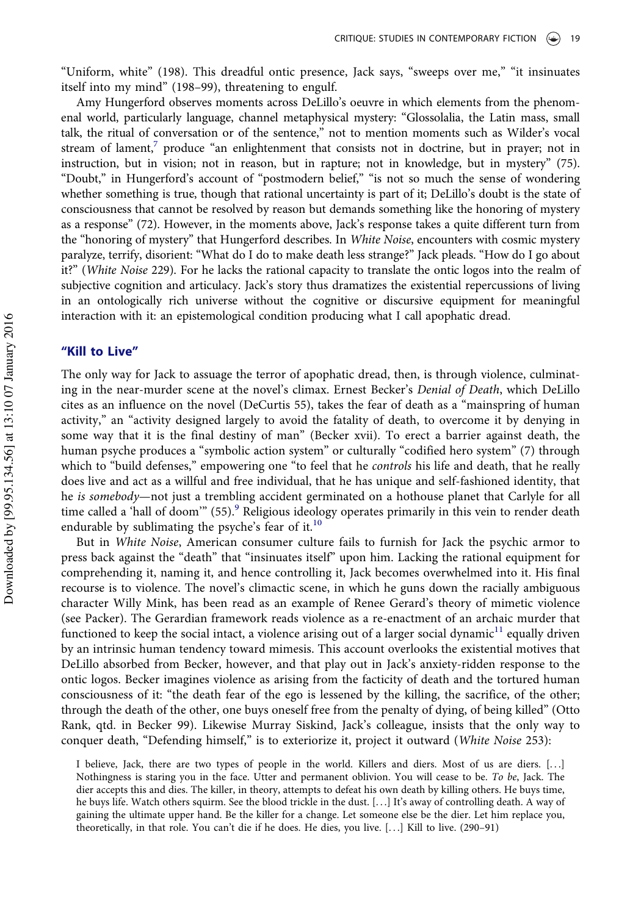"Uniform, white" (198). This dreadful ontic presence, Jack says, "sweeps over me," "it insinuates itself into my mind" (198–99), threatening to engulf.

Amy Hungerford observes moments across DeLillo's oeuvre in which elements from the phenomenal world, particularly language, channel metaphysical mystery: "Glossolalia, the Latin mass, small talk, the ritual of conversation or of the sentence," not to mention moments such as Wilder's vocal stream of lament,[7] produce "an enlightenment that consists not in doctrine, but in prayer; not in instruction, but in vision; not in reason, but in rapture; not in knowledge, but in mystery" (75). "Doubt," in Hungerford's account of "postmodern belief," "is not so much the sense of wondering whether something is true, though that rational uncertainty is part of it; DeLillo's doubt is the state of consciousness that cannot be resolved by reason but demands something like the honoring of mystery as a response" (72). However, in the moments above, Jack's response takes a quite different turn from the "honoring of mystery" that Hungerford describes. In *White Noise*, encounters with cosmic mystery paralyze, terrify, disorient: "What do I do to make death less strange?" Jack pleads. "How do I go about it?" (*White Noise* 229). For he lacks the rational capacity to translate the ontic logos into the realm of subjective cognition and articulacy. Jack's story thus dramatizes the existential repercussions of living in an ontologically rich universe without the cognitive or discursive equipment for meaningful interaction with it: an epistemological condition producing what I call apophatic dread.

## "Kill to Live"

The only way for Jack to assuage the terror of apophatic dread, then, is through violence, culminating in the near-murder scene at the novel's climax. Ernest Becker's *Denial of Death*, which DeLillo cites as an influence on the novel (DeCurtis 55), takes the fear of death as a "mainspring of human activity," an "activity designed largely to avoid the fatality of death, to overcome it by denying in some way that it is the final destiny of man" (Becker xvii). To erect a barrier against death, the human psyche produces a "symbolic action system" or culturally "codified hero system" (7) through which to "build defenses," empowering one "to feel that he *controls* his life and death, that he really does live and act as a willful and free individual, that he has unique and self-fashioned identity, that he *is somebody*—not just a trembling accident germinated on a hothouse planet that Carlyle for all time called a 'hall of doom'" (55).[9] Religious ideology operates primarily in this vein to render death endurable by sublimating the psyche's fear of it.[10]

But in *White Noise*, American consumer culture fails to furnish for Jack the psychic armor to press back against the "death" that "insinuates itself" upon him. Lacking the rational equipment for comprehending it, naming it, and hence controlling it, Jack becomes overwhelmed into it. His final recourse is to violence. The novel's climactic scene, in which he guns down the racially ambiguous character Willy Mink, has been read as an example of Renee Gerard's theory of mimetic violence (see Packer). The Gerardian framework reads violence as a re-enactment of an archaic murder that functioned to keep the social intact, a violence arising out of a larger social dynamic[11] equally driven by an intrinsic human tendency toward mimesis. This account overlooks the existential motives that DeLillo absorbed from Becker, however, and that play out in Jack's anxiety-ridden response to the ontic logos. Becker imagines violence as arising from the facticity of death and the tortured human consciousness of it: "the death fear of the ego is lessened by the killing, the sacrifice, of the other; through the death of the other, one buys oneself free from the penalty of dying, of being killed" (Otto Rank, qtd. in Becker 99). Likewise Murray Siskind, Jack's colleague, insists that the only way to conquer death, "Defending himself," is to exteriorize it, project it outward (*White Noise* 253):

> I believe, Jack, there are two types of people in the world. Killers and diers. Most of us are diers. [...] Nothingness is staring you in the face. Utter and permanent oblivion. You will cease to be. *To be*, Jack. The dier accepts this and dies. The killer, in theory, attempts to defeat his own death by killing others. He buys time, he buys life. Watch others squirm. See the blood trickle in the dust. [...] It's away of controlling death. A way of gaining the ultimate upper hand. Be the killer for a change. Let someone else be the dier. Let him replace you, theoretically, in that role. You can't die if he does. He dies, you live. [...] Kill to live. (290–91)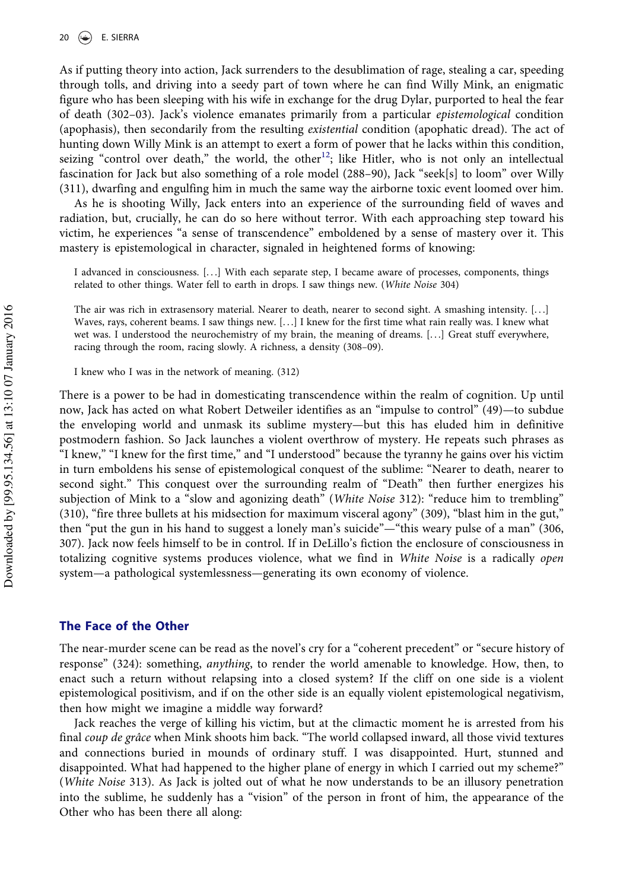As if putting theory into action, Jack surrenders to the desublimation of rage, stealing a car, speeding through tolls, and driving into a seedy part of town where he can find Willy Mink, an enigmatic figure who has been sleeping with his wife in exchange for the drug Dylar, purported to heal the fear of death (302–03). Jack's violence emanates primarily from a particular *epistemological* condition (apophasis), then secondarily from the resulting *existential* condition (apophatic dread). The act of hunting down Willy Mink is an attempt to exert a form of power that he lacks within this condition, seizing "control over death," the world, the other[12]; like Hitler, who is not only an intellectual fascination for Jack but also something of a role model (288–90), Jack "seek[s] to loom" over Willy (311), dwarfing and engulfing him in much the same way the airborne toxic event loomed over him.

As he is shooting Willy, Jack enters into an experience of the surrounding field of waves and radiation, but, crucially, he can do so here without terror. With each approaching step toward his victim, he experiences "a sense of transcendence" emboldened by a sense of mastery over it. This mastery is epistemological in character, signaled in heightened forms of knowing:

> I advanced in consciousness. [. . .] With each separate step, I became aware of processes, components, things related to other things. Water fell to earth in drops. I saw things new. (*White Noise* 304)

> The air was rich in extrasensory material. Nearer to death, nearer to second sight. A smashing intensity. [. . .] Waves, rays, coherent beams. I saw things new. [. . .] I knew for the first time what rain really was. I knew what wet was. I understood the neurochemistry of my brain, the meaning of dreams. [. . .] Great stuff everywhere, racing through the room, racing slowly. A richness, a density (308–09).

> I knew who I was in the network of meaning. (312)

There is a power to be had in domesticating transcendence within the realm of cognition. Up until now, Jack has acted on what Robert Detweiler identifies as an "impulse to control" (49)—to subdue the enveloping world and unmask its sublime mystery—but this has eluded him in definitive postmodern fashion. So Jack launches a violent overthrow of mystery. He repeats such phrases as "I knew," "I knew for the first time," and "I understood" because the tyranny he gains over his victim in turn emboldens his sense of epistemological conquest of the sublime: "Nearer to death, nearer to second sight." This conquest over the surrounding realm of "Death" then further energizes his subjection of Mink to a "slow and agonizing death" (*White Noise* 312): "reduce him to trembling" (310), "fire three bullets at his midsection for maximum visceral agony" (309), "blast him in the gut," then "put the gun in his hand to suggest a lonely man's suicide"—"this weary pulse of a man" (306, 307). Jack now feels himself to be in control. If in DeLillo's fiction the enclosure of consciousness in totalizing cognitive systems produces violence, what we find in *White Noise* is a radically *open* system—a pathological systemlessness—generating its own economy of violence.

## The Face of the Other

The near-murder scene can be read as the novel's cry for a "coherent precedent" or "secure history of response" (324): something, *anything*, to render the world amenable to knowledge. How, then, to enact such a return without relapsing into a closed system? If the cliff on one side is a violent epistemological positivism, and if on the other side is an equally violent epistemological negativism, then how might we imagine a middle way forward?

Jack reaches the verge of killing his victim, but at the climactic moment he is arrested from his final *coup de grâce* when Mink shoots him back. "The world collapsed inward, all those vivid textures and connections buried in mounds of ordinary stuff. I was disappointed. Hurt, stunned and disappointed. What had happened to the higher plane of energy in which I carried out my scheme?" (*White Noise* 313). As Jack is jolted out of what he now understands to be an illusory penetration into the sublime, he suddenly has a "vision" of the person in front of him, the appearance of the Other who has been there all along: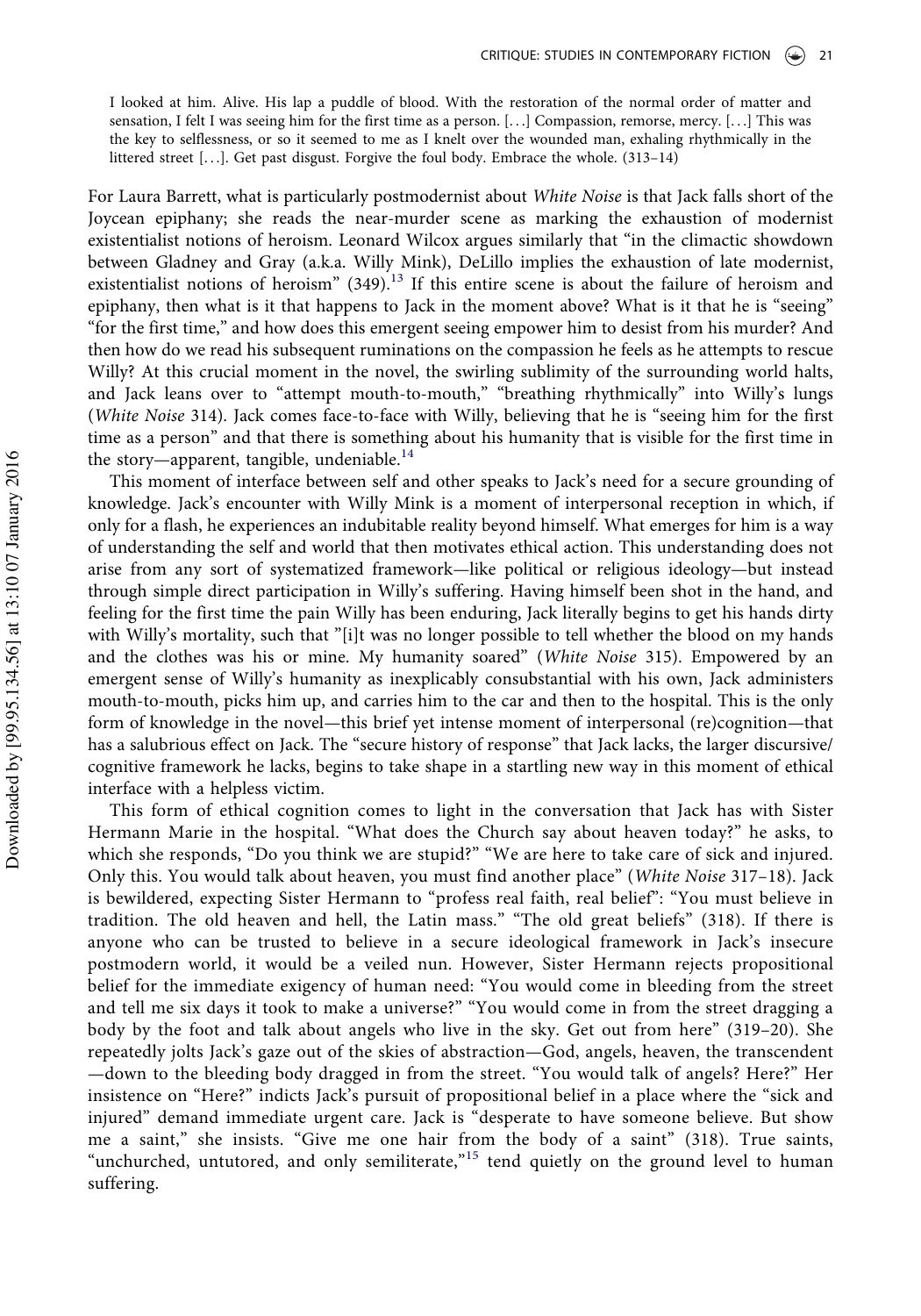> I looked at him. Alive. His lap a puddle of blood. With the restoration of the normal order of matter and sensation, I felt I was seeing him for the first time as a person. [. . .] Compassion, remorse, mercy. [. . .] This was the key to selflessness, or so it seemed to me as I knelt over the wounded man, exhaling rhythmically in the littered street [. . .]. Get past disgust. Forgive the foul body. Embrace the whole. (313–14)

For Laura Barrett, what is particularly postmodernist about *White Noise* is that Jack falls short of the Joycean epiphany; she reads the near-murder scene as marking the exhaustion of modernist existentialist notions of heroism. Leonard Wilcox argues similarly that "in the climactic showdown between Gladney and Gray (a.k.a. Willy Mink), DeLillo implies the exhaustion of late modernist, existentialist notions of heroism" (349).[13] If this entire scene is about the failure of heroism and epiphany, then what is it that happens to Jack in the moment above? What is it that he is "seeing" "for the first time," and how does this emergent seeing empower him to desist from his murder? And then how do we read his subsequent ruminations on the compassion he feels as he attempts to rescue Willy? At this crucial moment in the novel, the swirling sublimity of the surrounding world halts, and Jack leans over to "attempt mouth-to-mouth," "breathing rhythmically" into Willy's lungs (*White Noise* 314). Jack comes face-to-face with Willy, believing that he is "seeing him for the first time as a person" and that there is something about his humanity that is visible for the first time in the story—apparent, tangible, undeniable.[14]

This moment of interface between self and other speaks to Jack's need for a secure grounding of knowledge. Jack's encounter with Willy Mink is a moment of interpersonal reception in which, if only for a flash, he experiences an indubitable reality beyond himself. What emerges for him is a way of understanding the self and world that then motivates ethical action. This understanding does not arise from any sort of systematized framework—like political or religious ideology—but instead through simple direct participation in Willy's suffering. Having himself been shot in the hand, and feeling for the first time the pain Willy has been enduring, Jack literally begins to get his hands dirty with Willy's mortality, such that "[i]t was no longer possible to tell whether the blood on my hands and the clothes was his or mine. My humanity soared" (*White Noise* 315). Empowered by an emergent sense of Willy's humanity as inexplicably consubstantial with his own, Jack administers mouth-to-mouth, picks him up, and carries him to the car and then to the hospital. This is the only form of knowledge in the novel—this brief yet intense moment of interpersonal (re)cognition—that has a salubrious effect on Jack. The "secure history of response" that Jack lacks, the larger discursive/cognitive framework he lacks, begins to take shape in a startling new way in this moment of ethical interface with a helpless victim.

This form of ethical cognition comes to light in the conversation that Jack has with Sister Hermann Marie in the hospital. "What does the Church say about heaven today?" he asks, to which she responds, "Do you think we are stupid?" "We are here to take care of sick and injured. Only this. You would talk about heaven, you must find another place" (*White Noise* 317–18). Jack is bewildered, expecting Sister Hermann to "profess real faith, real belief": "You must believe in tradition. The old heaven and hell, the Latin mass." "The old great beliefs" (318). If there is anyone who can be trusted to believe in a secure ideological framework in Jack's insecure postmodern world, it would be a veiled nun. However, Sister Hermann rejects propositional belief for the immediate exigency of human need: "You would come in bleeding from the street and tell me six days it took to make a universe?" "You would come in from the street dragging a body by the foot and talk about angels who live in the sky. Get out from here" (319–20). She repeatedly jolts Jack's gaze out of the skies of abstraction—God, angels, heaven, the transcendent—down to the bleeding body dragged in from the street. "You would talk of angels? Here?" Her insistence on "Here?" indicts Jack's pursuit of propositional belief in a place where the "sick and injured" demand immediate urgent care. Jack is "desperate to have someone believe. But show me a saint," she insists. "Give me one hair from the body of a saint" (318). True saints, "unchurched, untutored, and only semiliterate,"[15] tend quietly on the ground level to human suffering.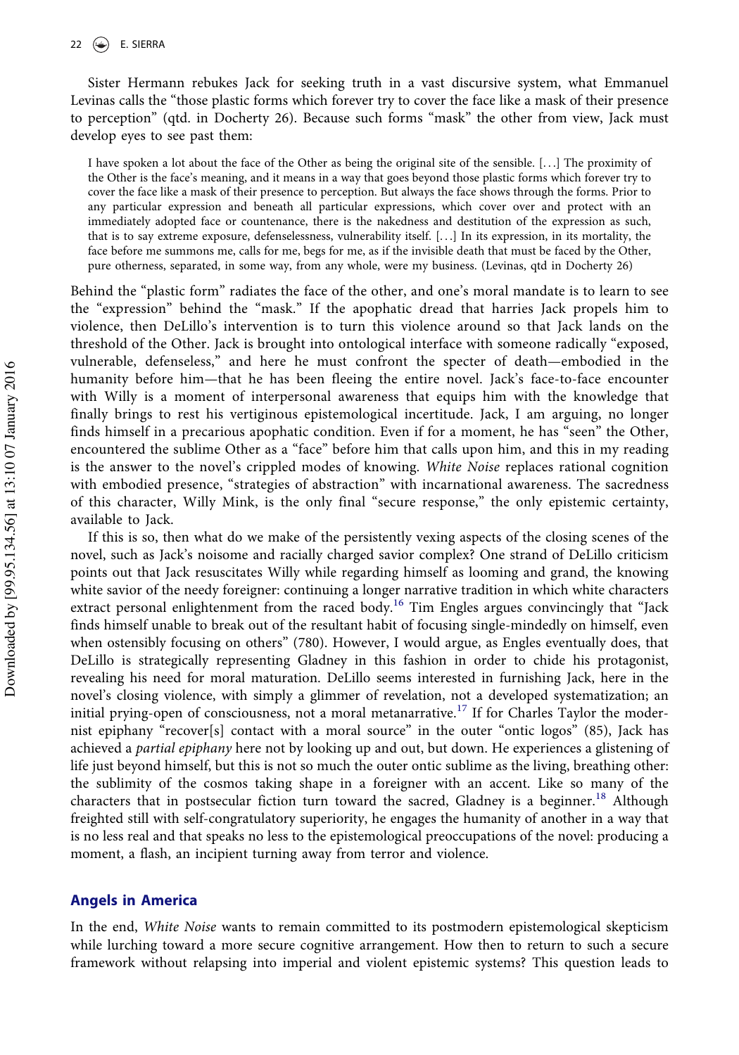Sister Hermann rebukes Jack for seeking truth in a vast discursive system, what Emmanuel Levinas calls the "those plastic forms which forever try to cover the face like a mask of their presence to perception" (qtd. in Docherty 26). Because such forms "mask" the other from view, Jack must develop eyes to see past them:

> I have spoken a lot about the face of the Other as being the original site of the sensible. [...] The proximity of the Other is the face's meaning, and it means in a way that goes beyond those plastic forms which forever try to cover the face like a mask of their presence to perception. But always the face shows through the forms. Prior to any particular expression and beneath all particular expressions, which cover over and protect with an immediately adopted face or countenance, there is the nakedness and destitution of the expression as such, that is to say extreme exposure, defenselessness, vulnerability itself. [...] In its expression, in its mortality, the face before me summons me, calls for me, begs for me, as if the invisible death that must be faced by the Other, pure otherness, separated, in some way, from any whole, were my business. (Levinas, qtd in Docherty 26)

Behind the "plastic form" radiates the face of the other, and one's moral mandate is to learn to see the "expression" behind the "mask." If the apophatic dread that harries Jack propels him to violence, then DeLillo's intervention is to turn this violence around so that Jack lands on the threshold of the Other. Jack is brought into ontological interface with someone radically "exposed, vulnerable, defenseless," and here he must confront the specter of death—embodied in the humanity before him—that he has been fleeing the entire novel. Jack's face-to-face encounter with Willy is a moment of interpersonal awareness that equips him with the knowledge that finally brings to rest his vertiginous epistemological incertitude. Jack, I am arguing, no longer finds himself in a precarious apophatic condition. Even if for a moment, he has "seen" the Other, encountered the sublime Other as a "face" before him that calls upon him, and this in my reading is the answer to the novel's crippled modes of knowing. *White Noise* replaces rational cognition with embodied presence, "strategies of abstraction" with incarnational awareness. The sacredness of this character, Willy Mink, is the only final "secure response," the only epistemic certainty, available to Jack.

If this is so, then what do we make of the persistently vexing aspects of the closing scenes of the novel, such as Jack's noisome and racially charged savior complex? One strand of DeLillo criticism points out that Jack resuscitates Willy while regarding himself as looming and grand, the knowing white savior of the needy foreigner: continuing a longer narrative tradition in which white characters extract personal enlightenment from the raced body.[16] Tim Engles argues convincingly that "Jack finds himself unable to break out of the resultant habit of focusing single-mindedly on himself, even when ostensibly focusing on others" (780). However, I would argue, as Engles eventually does, that DeLillo is strategically representing Gladney in this fashion in order to chide his protagonist, revealing his need for moral maturation. DeLillo seems interested in furnishing Jack, here in the novel's closing violence, with simply a glimmer of revelation, not a developed systematization; an initial prying-open of consciousness, not a moral metanarrative.[17] If for Charles Taylor the modernist epiphany "recover[s] contact with a moral source" in the outer "ontic logos" (85), Jack has achieved a *partial epiphany* here not by looking up and out, but down. He experiences a glistening of life just beyond himself, but this is not so much the outer ontic sublime as the living, breathing other: the sublimity of the cosmos taking shape in a foreigner with an accent. Like so many of the characters that in postsecular fiction turn toward the sacred, Gladney is a beginner.[18] Although freighted still with self-congratulatory superiority, he engages the humanity of another in a way that is no less real and that speaks no less to the epistemological preoccupations of the novel: producing a moment, a flash, an incipient turning away from terror and violence.

## Angels in America

In the end, *White Noise* wants to remain committed to its postmodern epistemological skepticism while lurching toward a more secure cognitive arrangement. How then to return to such a secure framework without relapsing into imperial and violent epistemic systems? This question leads to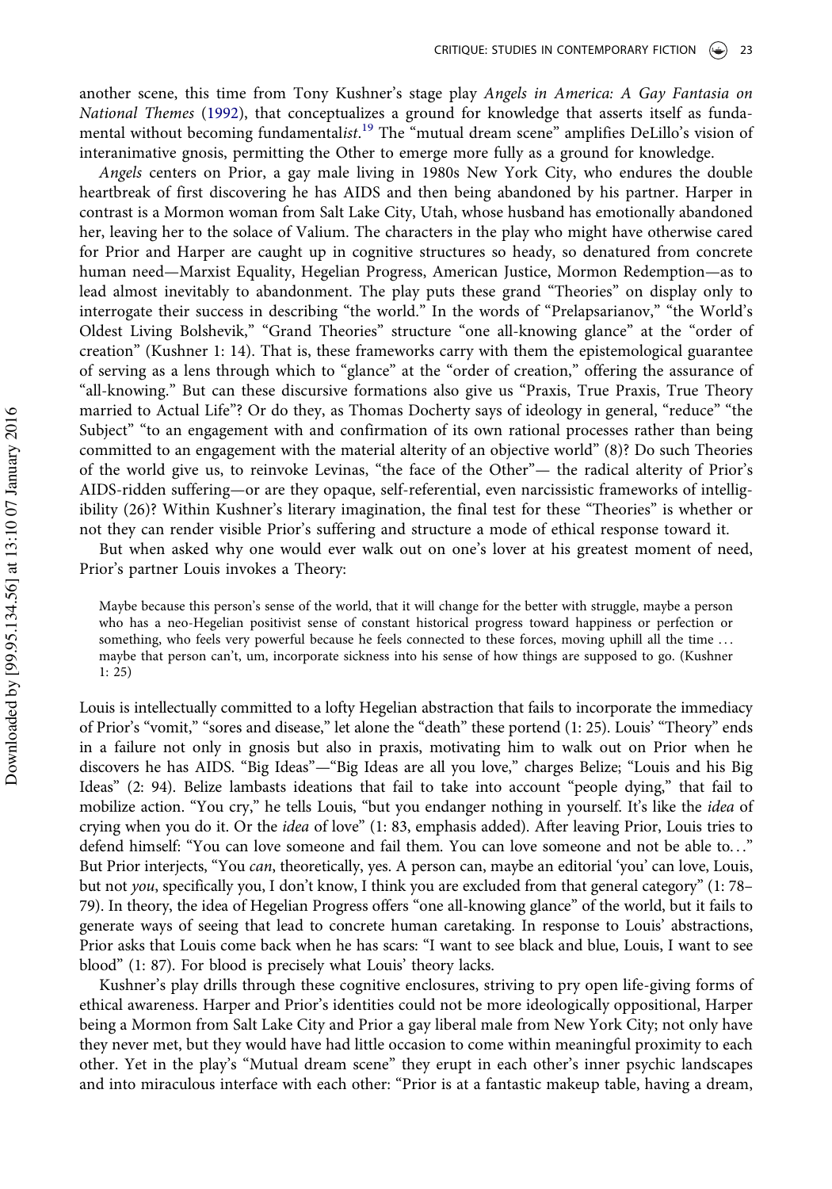another scene, this time from Tony Kushner's stage play *Angels in America: A Gay Fantasia on National Themes* (1992), that conceptualizes a ground for knowledge that asserts itself as fundamental without becoming fundamental*ist*.[19] The "mutual dream scene" amplifies DeLillo's vision of interanimative gnosis, permitting the Other to emerge more fully as a ground for knowledge.

*Angels* centers on Prior, a gay male living in 1980s New York City, who endures the double heartbreak of first discovering he has AIDS and then being abandoned by his partner. Harper in contrast is a Mormon woman from Salt Lake City, Utah, whose husband has emotionally abandoned her, leaving her to the solace of Valium. The characters in the play who might have otherwise cared for Prior and Harper are caught up in cognitive structures so heady, so denatured from concrete human need—Marxist Equality, Hegelian Progress, American Justice, Mormon Redemption—as to lead almost inevitably to abandonment. The play puts these grand "Theories" on display only to interrogate their success in describing "the world." In the words of "Prelapsarianov," "the World's Oldest Living Bolshevik," "Grand Theories" structure "one all-knowing glance" at the "order of creation" (Kushner 1: 14). That is, these frameworks carry with them the epistemological guarantee of serving as a lens through which to "glance" at the "order of creation," offering the assurance of "all-knowing." But can these discursive formations also give us "Praxis, True Praxis, True Theory married to Actual Life"? Or do they, as Thomas Docherty says of ideology in general, "reduce" "the Subject" "to an engagement with and confirmation of its own rational processes rather than being committed to an engagement with the material alterity of an objective world" (8)? Do such Theories of the world give us, to reinvoke Levinas, "the face of the Other"— the radical alterity of Prior's AIDS-ridden suffering—or are they opaque, self-referential, even narcissistic frameworks of intelligibility (26)? Within Kushner's literary imagination, the final test for these "Theories" is whether or not they can render visible Prior's suffering and structure a mode of ethical response toward it.

But when asked why one would ever walk out on one's lover at his greatest moment of need, Prior's partner Louis invokes a Theory:

> Maybe because this person's sense of the world, that it will change for the better with struggle, maybe a person who has a neo-Hegelian positivist sense of constant historical progress toward happiness or perfection or something, who feels very powerful because he feels connected to these forces, moving uphill all the time … maybe that person can't, um, incorporate sickness into his sense of how things are supposed to go. (Kushner 1: 25)

Louis is intellectually committed to a lofty Hegelian abstraction that fails to incorporate the immediacy of Prior's "vomit," "sores and disease," let alone the "death" these portend (1: 25). Louis' "Theory" ends in a failure not only in gnosis but also in praxis, motivating him to walk out on Prior when he discovers he has AIDS. "Big Ideas"—"Big Ideas are all you love," charges Belize; "Louis and his Big Ideas" (2: 94). Belize lambasts ideations that fail to take into account "people dying," that fail to mobilize action. "You cry," he tells Louis, "but you endanger nothing in yourself. It's like the *idea* of crying when you do it. Or the *idea* of love" (1: 83, emphasis added). After leaving Prior, Louis tries to defend himself: "You can love someone and fail them. You can love someone and not be able to…" But Prior interjects, "You *can*, theoretically, yes. A person can, maybe an editorial 'you' can love, Louis, but not *you*, specifically you, I don't know, I think you are excluded from that general category" (1: 78–79). In theory, the idea of Hegelian Progress offers "one all-knowing glance" of the world, but it fails to generate ways of seeing that lead to concrete human caretaking. In response to Louis' abstractions, Prior asks that Louis come back when he has scars: "I want to see black and blue, Louis, I want to see blood" (1: 87). For blood is precisely what Louis' theory lacks.

Kushner's play drills through these cognitive enclosures, striving to pry open life-giving forms of ethical awareness. Harper and Prior's identities could not be more ideologically oppositional, Harper being a Mormon from Salt Lake City and Prior a gay liberal male from New York City; not only have they never met, but they would have had little occasion to come within meaningful proximity to each other. Yet in the play's "Mutual dream scene" they erupt in each other's inner psychic landscapes and into miraculous interface with each other: "Prior is at a fantastic makeup table, having a dream,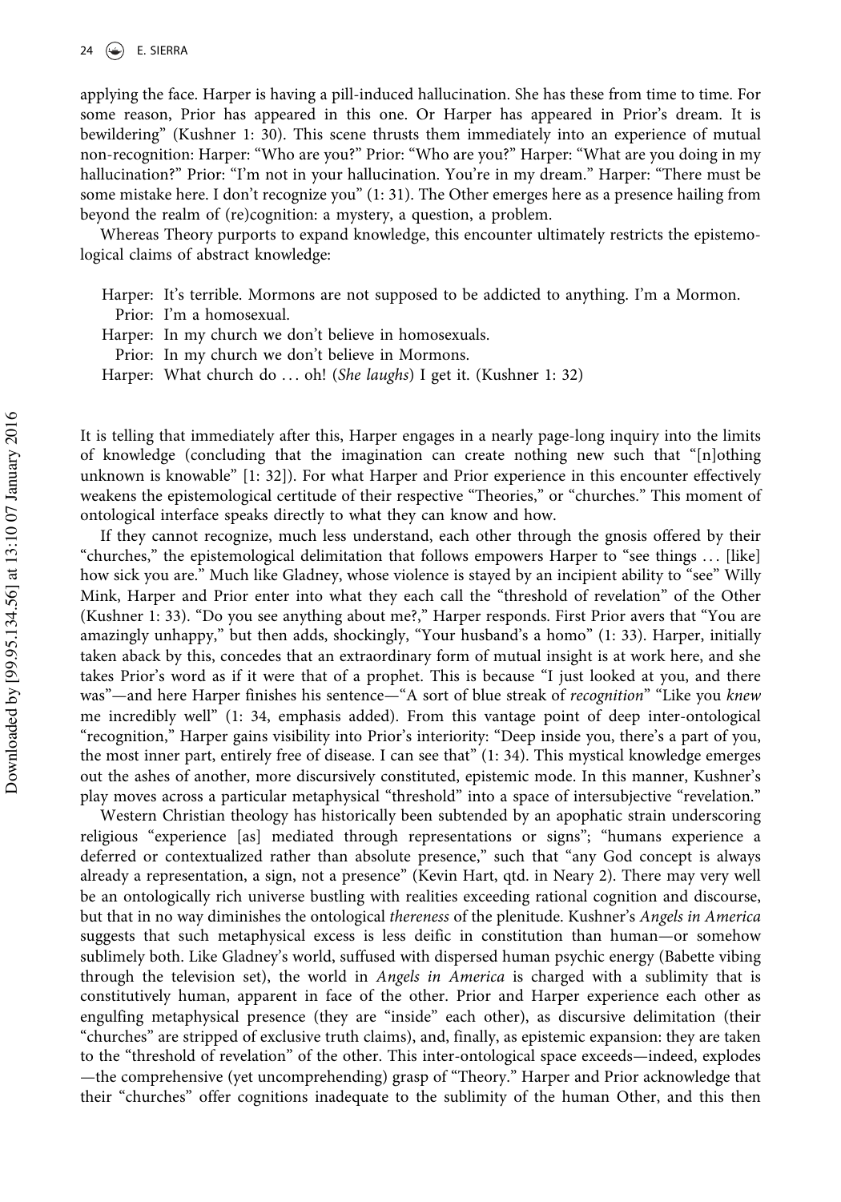applying the face. Harper is having a pill-induced hallucination. She has these from time to time. For some reason, Prior has appeared in this one. Or Harper has appeared in Prior's dream. It is bewildering" (Kushner 1: 30). This scene thrusts them immediately into an experience of mutual non-recognition: Harper: "Who are you?" Prior: "Who are you?" Harper: "What are you doing in my hallucination?" Prior: "I'm not in your hallucination. You're in my dream." Harper: "There must be some mistake here. I don't recognize you" (1: 31). The Other emerges here as a presence hailing from beyond the realm of (re)cognition: a mystery, a question, a problem.

Whereas Theory purports to expand knowledge, this encounter ultimately restricts the epistemological claims of abstract knowledge:

> Harper: It's terrible. Mormons are not supposed to be addicted to anything. I'm a Mormon.
> Prior: I'm a homosexual.
> Harper: In my church we don't believe in homosexuals.
> Prior: In my church we don't believe in Mormons.
> Harper: What church do … oh! (*She laughs*) I get it. (Kushner 1: 32)

It is telling that immediately after this, Harper engages in a nearly page-long inquiry into the limits of knowledge (concluding that the imagination can create nothing new such that "[n]othing unknown is knowable" [1: 32]). For what Harper and Prior experience in this encounter effectively weakens the epistemological certitude of their respective "Theories," or "churches." This moment of ontological interface speaks directly to what they can know and how.

If they cannot recognize, much less understand, each other through the gnosis offered by their "churches," the epistemological delimitation that follows empowers Harper to "see things … [like] how sick you are." Much like Gladney, whose violence is stayed by an incipient ability to "see" Willy Mink, Harper and Prior enter into what they each call the "threshold of revelation" of the Other (Kushner 1: 33). "Do you see anything about me?," Harper responds. First Prior avers that "You are amazingly unhappy," but then adds, shockingly, "Your husband's a homo" (1: 33). Harper, initially taken aback by this, concedes that an extraordinary form of mutual insight is at work here, and she takes Prior's word as if it were that of a prophet. This is because "I just looked at you, and there was"—and here Harper finishes his sentence—"A sort of blue streak of *recognition*" "Like you *knew* me incredibly well" (1: 34, emphasis added). From this vantage point of deep inter-ontological "recognition," Harper gains visibility into Prior's interiority: "Deep inside you, there's a part of you, the most inner part, entirely free of disease. I can see that" (1: 34). This mystical knowledge emerges out the ashes of another, more discursively constituted, epistemic mode. In this manner, Kushner's play moves across a particular metaphysical "threshold" into a space of intersubjective "revelation."

Western Christian theology has historically been subtended by an apophatic strain underscoring religious "experience [as] mediated through representations or signs"; "humans experience a deferred or contextualized rather than absolute presence," such that "any God concept is always already a representation, a sign, not a presence" (Kevin Hart, qtd. in Neary 2). There may very well be an ontologically rich universe bustling with realities exceeding rational cognition and discourse, but that in no way diminishes the ontological *thereness* of the plenitude. Kushner's *Angels in America* suggests that such metaphysical excess is less deific in constitution than human—or somehow sublimely both. Like Gladney's world, suffused with dispersed human psychic energy (Babette vibing through the television set), the world in *Angels in America* is charged with a sublimity that is constitutively human, apparent in face of the other. Prior and Harper experience each other as engulfing metaphysical presence (they are "inside" each other), as discursive delimitation (their "churches" are stripped of exclusive truth claims), and, finally, as epistemic expansion: they are taken to the "threshold of revelation" of the other. This inter-ontological space exceeds—indeed, explodes—the comprehensive (yet uncomprehending) grasp of "Theory." Harper and Prior acknowledge that their "churches" offer cognitions inadequate to the sublimity of the human Other, and this then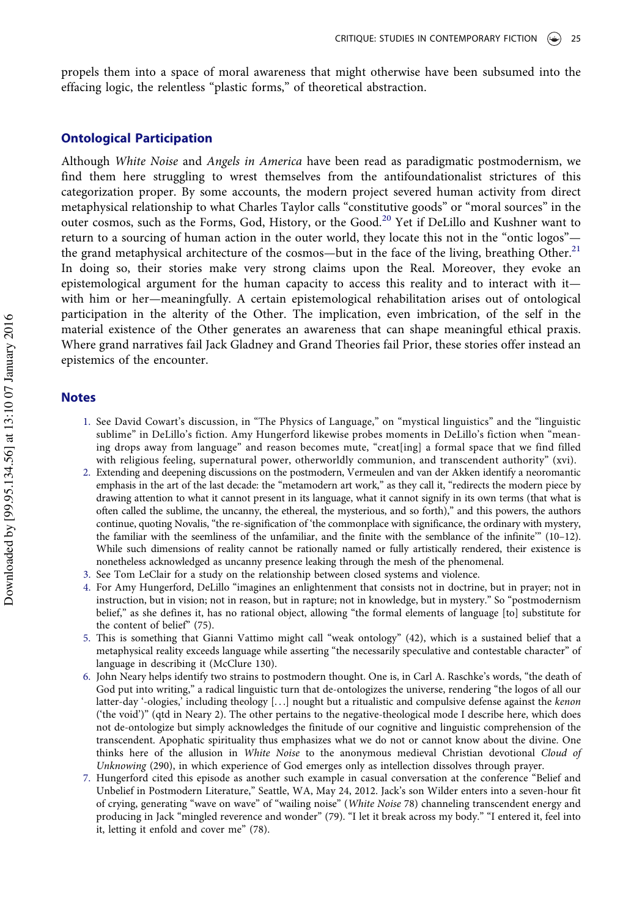propels them into a space of moral awareness that might otherwise have been subsumed into the effacing logic, the relentless "plastic forms," of theoretical abstraction.

## Ontological Participation

Although *White Noise* and *Angels in America* have been read as paradigmatic postmodernism, we find them here struggling to wrest themselves from the antifoundationalist strictures of this categorization proper. By some accounts, the modern project severed human activity from direct metaphysical relationship to what Charles Taylor calls "constitutive goods" or "moral sources" in the outer cosmos, such as the Forms, God, History, or the Good.[20] Yet if DeLillo and Kushner want to return to a sourcing of human action in the outer world, they locate this not in the "ontic logos"—the grand metaphysical architecture of the cosmos—but in the face of the living, breathing Other.[21] In doing so, their stories make very strong claims upon the Real. Moreover, they evoke an epistemological argument for the human capacity to access this reality and to interact with it—with him or her—meaningfully. A certain epistemological rehabilitation arises out of ontological participation in the alterity of the Other. The implication, even imbrication, of the self in the material existence of the Other generates an awareness that can shape meaningful ethical praxis. Where grand narratives fail Jack Gladney and Grand Theories fail Prior, these stories offer instead an epistemics of the encounter.

## Notes

1. See David Cowart's discussion, in "The Physics of Language," on "mystical linguistics" and the "linguistic sublime" in DeLillo's fiction. Amy Hungerford likewise probes moments in DeLillo's fiction when "meaning drops away from language" and reason becomes mute, "creat[ing] a formal space that we find filled with religious feeling, supernatural power, otherworldly communion, and transcendent authority" (xvi).
2. Extending and deepening discussions on the postmodern, Vermeulen and van der Akken identify a neoromantic emphasis in the art of the last decade: the "metamodern art work," as they call it, "redirects the modern piece by drawing attention to what it cannot present in its language, what it cannot signify in its own terms (that what is often called the sublime, the uncanny, the ethereal, the mysterious, and so forth)," and this powers, the authors continue, quoting Novalis, "the re-signification of 'the commonplace with significance, the ordinary with mystery, the familiar with the seemliness of the unfamiliar, and the finite with the semblance of the infinite'" (10–12). While such dimensions of reality cannot be rationally named or fully artistically rendered, their existence is nonetheless acknowledged as uncanny presence leaking through the mesh of the phenomenal.
3. See Tom LeClair for a study on the relationship between closed systems and violence.
4. For Amy Hungerford, DeLillo "imagines an enlightenment that consists not in doctrine, but in prayer; not in instruction, but in vision; not in reason, but in rapture; not in knowledge, but in mystery." So "postmodernism belief," as she defines it, has no rational object, allowing "the formal elements of language [to] substitute for the content of belief" (75).
5. This is something that Gianni Vattimo might call "weak ontology" (42), which is a sustained belief that a metaphysical reality exceeds language while asserting "the necessarily speculative and contestable character" of language in describing it (McClure 130).
6. John Neary helps identify two strains to postmodern thought. One is, in Carl A. Raschke's words, "the death of God put into writing," a radical linguistic turn that de-ontologizes the universe, rendering "the logos of all our latter-day '-ologies,' including theology [...] nought but a ritualistic and compulsive defense against the *kenon* ('the void')" (qtd in Neary 2). The other pertains to the negative-theological mode I describe here, which does not de-ontologize but simply acknowledges the finitude of our cognitive and linguistic comprehension of the transcendent. Apophatic spirituality thus emphasizes what we do not or cannot know about the divine. One thinks here of the allusion in *White Noise* to the anonymous medieval Christian devotional *Cloud of Unknowing* (290), in which experience of God emerges only as intellection dissolves through prayer.
7. Hungerford cited this episode as another such example in casual conversation at the conference "Belief and Unbelief in Postmodern Literature," Seattle, WA, May 24, 2012. Jack's son Wilder enters into a seven-hour fit of crying, generating "wave on wave" of "wailing noise" (*White Noise* 78) channeling transcendent energy and producing in Jack "mingled reverence and wonder" (79). "I let it break across my body." "I entered it, feel into it, letting it enfold and cover me" (78).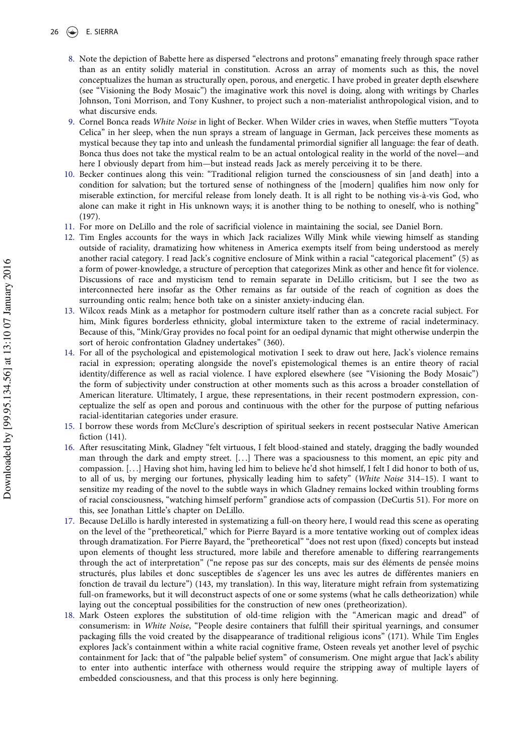8. Note the depiction of Babette here as dispersed "electrons and protons" emanating freely through space rather than as an entity solidly material in constitution. Across an array of moments such as this, the novel conceptualizes the human as structurally open, porous, and energetic. I have probed in greater depth elsewhere (see "Visioning the Body Mosaic") the imaginative work this novel is doing, along with writings by Charles Johnson, Toni Morrison, and Tony Kushner, to project such a non-materialist anthropological vision, and to what discursive ends.
9. Cornel Bonca reads *White Noise* in light of Becker. When Wilder cries in waves, when Steffie mutters "Toyota Celica" in her sleep, when the nun sprays a stream of language in German, Jack perceives these moments as mystical because they tap into and unleash the fundamental primordial signifier all language: the fear of death. Bonca thus does not take the mystical realm to be an actual ontological reality in the world of the novel—and here I obviously depart from him—but instead reads Jack as merely perceiving it to be there.
10. Becker continues along this vein: "Traditional religion turned the consciousness of sin [and death] into a condition for salvation; but the tortured sense of nothingness of the [modern] qualifies him now only for miserable extinction, for merciful release from lonely death. It is all right to be nothing vis-à-vis God, who alone can make it right in His unknown ways; it is another thing to be nothing to oneself, who is nothing" (197).
11. For more on DeLillo and the role of sacrificial violence in maintaining the social, see Daniel Born.
12. Tim Engles accounts for the ways in which Jack racializes Willy Mink while viewing himself as standing outside of raciality, dramatizing how whiteness in America exempts itself from being understood as merely another racial category. I read Jack's cognitive enclosure of Mink within a racial "categorical placement" (5) as a form of power-knowledge, a structure of perception that categorizes Mink as other and hence fit for violence. Discussions of race and mysticism tend to remain separate in DeLillo criticism, but I see the two as interconnected here insofar as the Other remains as far outside of the reach of cognition as does the surrounding ontic realm; hence both take on a sinister anxiety-inducing élan.
13. Wilcox reads Mink as a metaphor for postmodern culture itself rather than as a concrete racial subject. For him, Mink figures borderless ethnicity, global intermixture taken to the extreme of racial indeterminacy. Because of this, "Mink/Gray provides no focal point for an oedipal dynamic that might otherwise underpin the sort of heroic confrontation Gladney undertakes" (360).
14. For all of the psychological and epistemological motivation I seek to draw out here, Jack's violence remains racial in expression; operating alongside the novel's epistemological themes is an entire theory of racial identity/difference as well as racial violence. I have explored elsewhere (see "Visioning the Body Mosaic") the form of subjectivity under construction at other moments such as this across a broader constellation of American literature. Ultimately, I argue, these representations, in their recent postmodern expression, conceptualize the self as open and porous and continuous with the other for the purpose of putting nefarious racial-identitarian categories under erasure.
15. I borrow these words from McClure's description of spiritual seekers in recent postsecular Native American fiction (141).
16. After resuscitating Mink, Gladney "felt virtuous, I felt blood-stained and stately, dragging the badly wounded man through the dark and empty street. [. . .] There was a spaciousness to this moment, an epic pity and compassion. [. . .] Having shot him, having led him to believe he'd shot himself, I felt I did honor to both of us, to all of us, by merging our fortunes, physically leading him to safety" (*White Noise* 314–15). I want to sensitize my reading of the novel to the subtle ways in which Gladney remains locked within troubling forms of racial consciousness, "watching himself perform" grandiose acts of compassion (DeCurtis 51). For more on this, see Jonathan Little's chapter on DeLillo.
17. Because DeLillo is hardly interested in systematizing a full-on theory here, I would read this scene as operating on the level of the "pretheoretical," which for Pierre Bayard is a more tentative working out of complex ideas through dramatization. For Pierre Bayard, the "pretheoretical" "does not rest upon (fixed) concepts but instead upon elements of thought less structured, more labile and therefore amenable to differing rearrangements through the act of interpretation" ("ne repose pas sur des concepts, mais sur des éléments de pensée moins structurés, plus labiles et donc susceptibles de s'agencer les uns avec les autres de différentes maniers en fonction de travail du lecture") (143, my translation). In this way, literature might refrain from systematizing full-on frameworks, but it will deconstruct aspects of one or some systems (what he calls detheorization) while laying out the conceptual possibilities for the construction of new ones (pretheorization).
18. Mark Osteen explores the substitution of old-time religion with the "American magic and dread" of consumerism: in *White Noise*, "People desire containers that fulfill their spiritual yearnings, and consumer packaging fills the void created by the disappearance of traditional religious icons" (171). While Tim Engles explores Jack's containment within a white racial cognitive frame, Osteen reveals yet another level of psychic containment for Jack: that of "the palpable belief system" of consumerism. One might argue that Jack's ability to enter into authentic interface with otherness would require the stripping away of multiple layers of embedded consciousness, and that this process is only here beginning.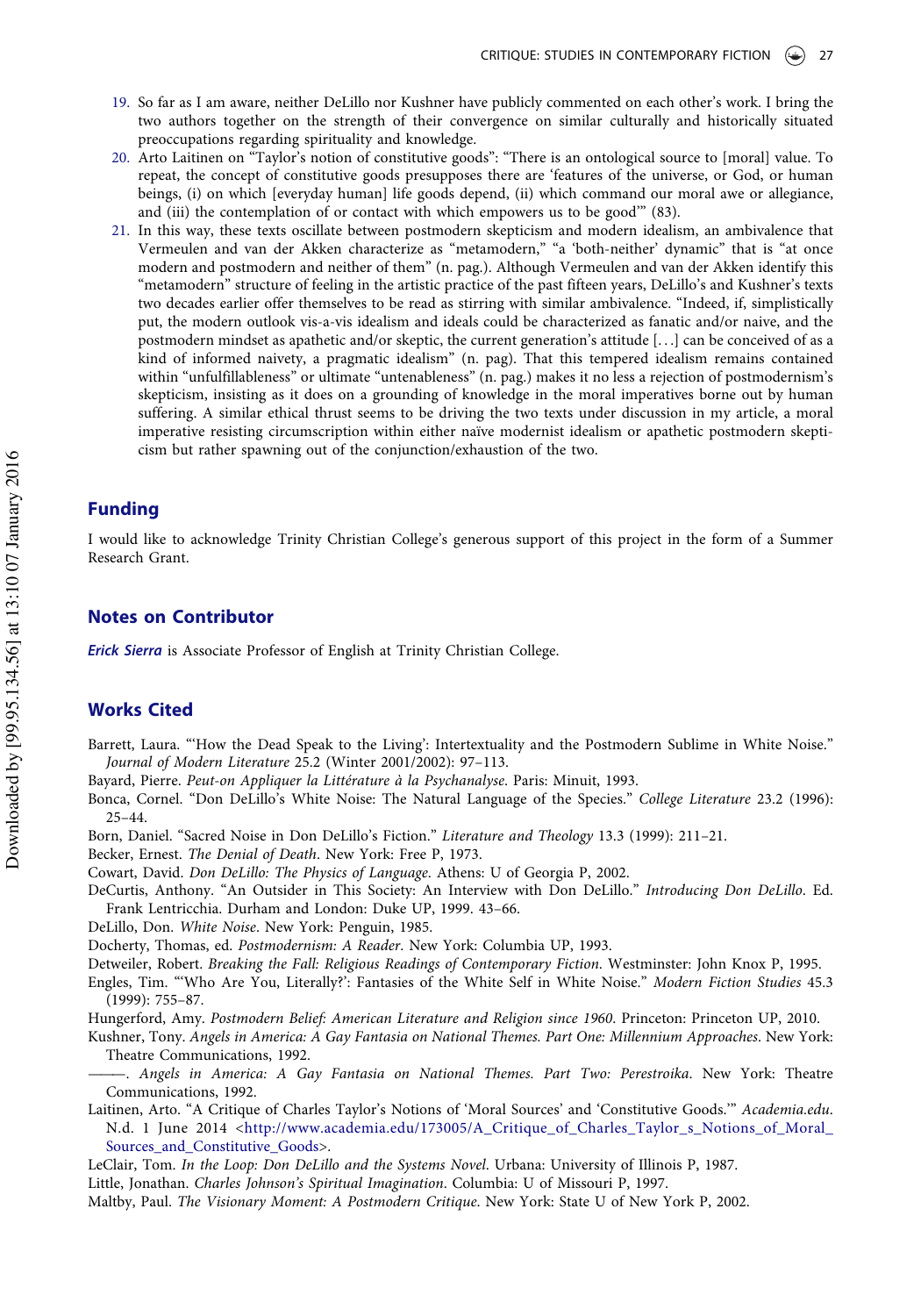19. So far as I am aware, neither DeLillo nor Kushner have publicly commented on each other's work. I bring the two authors together on the strength of their convergence on similar culturally and historically situated preoccupations regarding spirituality and knowledge.
20. Arto Laitinen on "Taylor's notion of constitutive goods": "There is an ontological source to [moral] value. To repeat, the concept of constitutive goods presupposes there are 'features of the universe, or God, or human beings, (i) on which [everyday human] life goods depend, (ii) which command our moral awe or allegiance, and (iii) the contemplation of or contact with which empowers us to be good'" (83).
21. In this way, these texts oscillate between postmodern skepticism and modern idealism, an ambivalence that Vermeulen and van der Akken characterize as "metamodern," "a 'both-neither' dynamic" that is "at once modern and postmodern and neither of them" (n. pag.). Although Vermeulen and van der Akken identify this "metamodern" structure of feeling in the artistic practice of the past fifteen years, DeLillo's and Kushner's texts two decades earlier offer themselves to be read as stirring with similar ambivalence. "Indeed, if, simplistically put, the modern outlook vis-a-vis idealism and ideals could be characterized as fanatic and/or naive, and the postmodern mindset as apathetic and/or skeptic, the current generation's attitude [. . .] can be conceived of as a kind of informed naivety, a pragmatic idealism" (n. pag). That this tempered idealism remains contained within "unfulfillableness" or ultimate "untenableness" (n. pag.) makes it no less a rejection of postmodernism's skepticism, insisting as it does on a grounding of knowledge in the moral imperatives borne out by human suffering. A similar ethical thrust seems to be driving the two texts under discussion in my article, a moral imperative resisting circumscription within either naïve modernist idealism or apathetic postmodern skepticism but rather spawning out of the conjunction/exhaustion of the two.

## Funding

I would like to acknowledge Trinity Christian College's generous support of this project in the form of a Summer Research Grant.

## Notes on Contributor

***Erick Sierra*** is Associate Professor of English at Trinity Christian College.

## Works Cited

Barrett, Laura. "'How the Dead Speak to the Living': Intertextuality and the Postmodern Sublime in White Noise." *Journal of Modern Literature* 25.2 (Winter 2001/2002): 97–113.

Bayard, Pierre. *Peut-on Appliquer la Littérature à la Psychanalyse*. Paris: Minuit, 1993.

Bonca, Cornel. "Don DeLillo's White Noise: The Natural Language of the Species." *College Literature* 23.2 (1996): 25–44.

Born, Daniel. "Sacred Noise in Don DeLillo's Fiction." *Literature and Theology* 13.3 (1999): 211–21.

Becker, Ernest. *The Denial of Death*. New York: Free P, 1973.

Cowart, David. *Don DeLillo: The Physics of Language*. Athens: U of Georgia P, 2002.

DeCurtis, Anthony. "An Outsider in This Society: An Interview with Don DeLillo." *Introducing Don DeLillo*. Ed. Frank Lentricchia. Durham and London: Duke UP, 1999. 43–66.

DeLillo, Don. *White Noise*. New York: Penguin, 1985.

Docherty, Thomas, ed. *Postmodernism: A Reader*. New York: Columbia UP, 1993.

Detweiler, Robert. *Breaking the Fall: Religious Readings of Contemporary Fiction*. Westminster: John Knox P, 1995.

Engles, Tim. "'Who Are You, Literally?': Fantasies of the White Self in White Noise." *Modern Fiction Studies* 45.3 (1999): 755–87.

Hungerford, Amy. *Postmodern Belief: American Literature and Religion since 1960*. Princeton: Princeton UP, 2010.

Kushner, Tony. *Angels in America: A Gay Fantasia on National Themes. Part One: Millennium Approaches*. New York: Theatre Communications, 1992.

———. *Angels in America: A Gay Fantasia on National Themes. Part Two: Perestroika*. New York: Theatre Communications, 1992.

Laitinen, Arto. "A Critique of Charles Taylor's Notions of 'Moral Sources' and 'Constitutive Goods.'" *Academia.edu*. N.d. 1 June 2014 <http://www.academia.edu/173005/A_Critique_of_Charles_Taylor_s_Notions_of_Moral_Sources_and_Constitutive_Goods>.

LeClair, Tom. *In the Loop: Don DeLillo and the Systems Novel*. Urbana: University of Illinois P, 1987.

Little, Jonathan. *Charles Johnson's Spiritual Imagination*. Columbia: U of Missouri P, 1997.

Maltby, Paul. *The Visionary Moment: A Postmodern Critique*. New York: State U of New York P, 2002.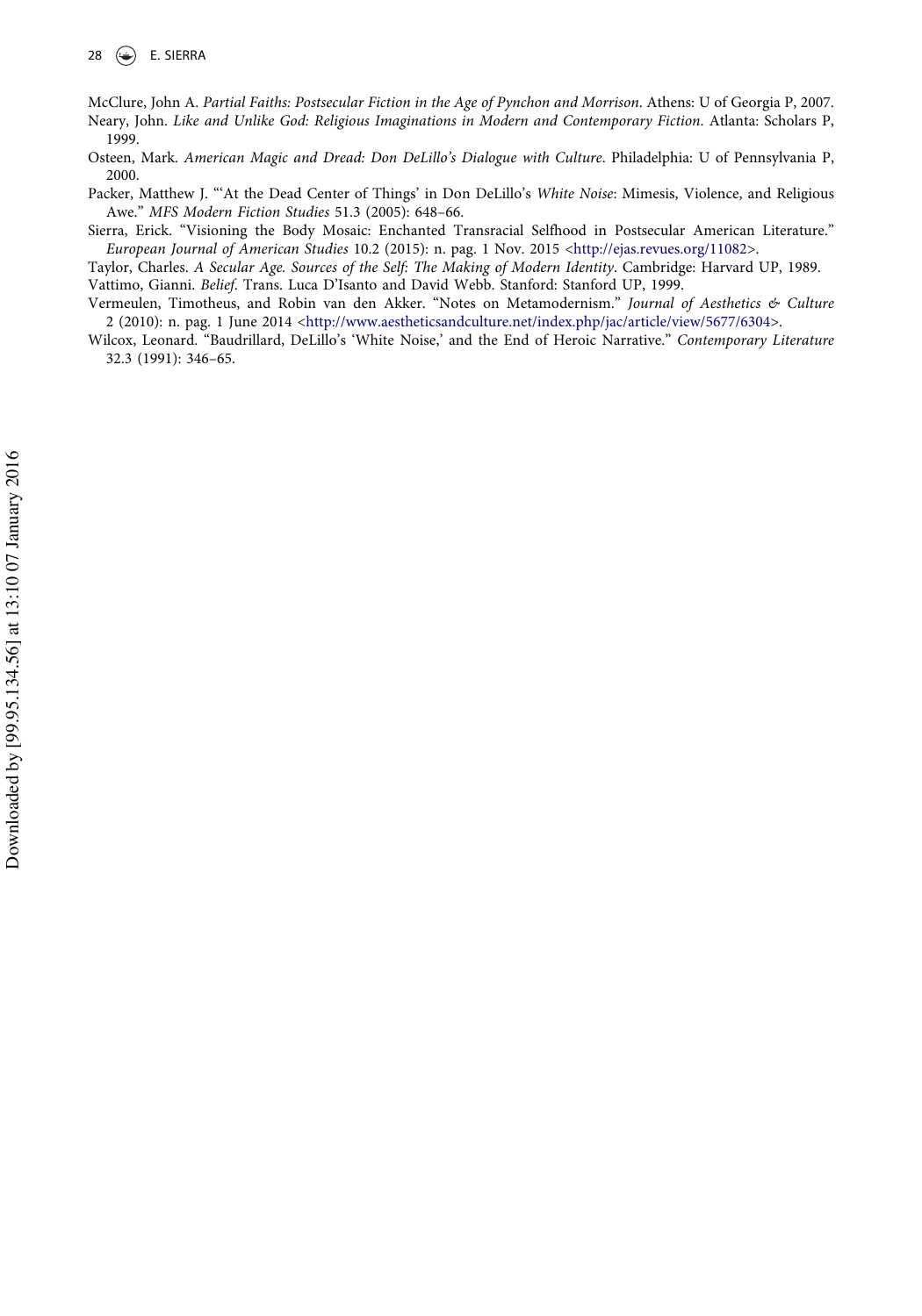McClure, John A. *Partial Faiths: Postsecular Fiction in the Age of Pynchon and Morrison*. Athens: U of Georgia P, 2007.

Neary, John. *Like and Unlike God: Religious Imaginations in Modern and Contemporary Fiction*. Atlanta: Scholars P, 1999.

Osteen, Mark. *American Magic and Dread: Don DeLillo's Dialogue with Culture*. Philadelphia: U of Pennsylvania P, 2000.

Packer, Matthew J. "'At the Dead Center of Things' in Don DeLillo's *White Noise*: Mimesis, Violence, and Religious Awe." *MFS Modern Fiction Studies* 51.3 (2005): 648–66.

Sierra, Erick. "Visioning the Body Mosaic: Enchanted Transracial Selfhood in Postsecular American Literature." *European Journal of American Studies* 10.2 (2015): n. pag. 1 Nov. 2015 <http://ejas.revues.org/11082>.

Taylor, Charles. *A Secular Age. Sources of the Self: The Making of Modern Identity*. Cambridge: Harvard UP, 1989.

Vattimo, Gianni. *Belief*. Trans. Luca D'Isanto and David Webb. Stanford: Stanford UP, 1999.

Vermeulen, Timotheus, and Robin van den Akker. "Notes on Metamodernism." *Journal of Aesthetics & Culture* 2 (2010): n. pag. 1 June 2014 <http://www.aestheticsandculture.net/index.php/jac/article/view/5677/6304>.

Wilcox, Leonard. "Baudrillard, DeLillo's 'White Noise,' and the End of Heroic Narrative." *Contemporary Literature* 32.3 (1991): 346–65.